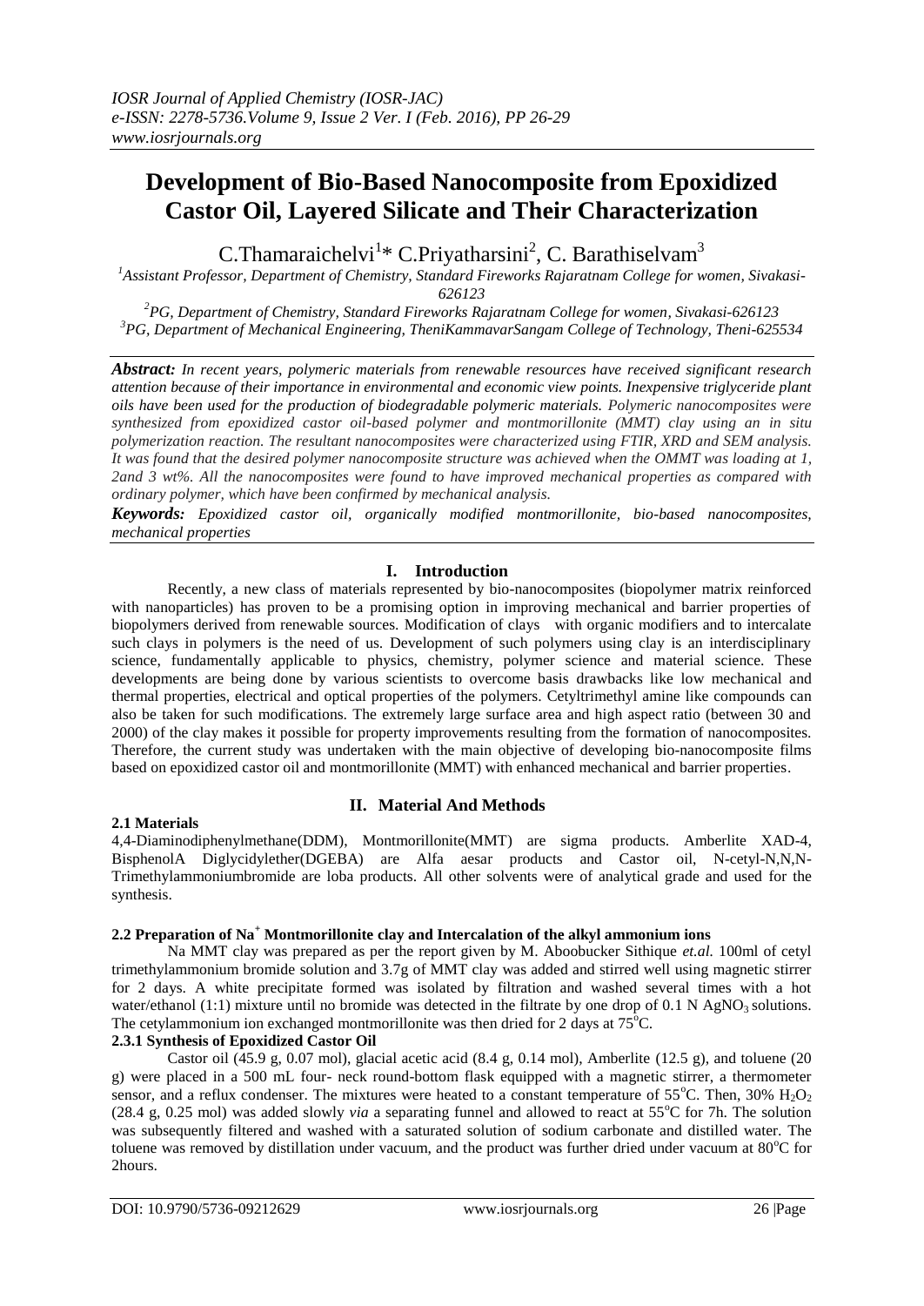# Development of Bio-Based Nanocomposite from Epoxidized Castor Oil, Layered Silicate and Their Characterization

C.Thamaraichelvi[1]* C.Priyatharsini[2], C. Barathiselvam[3]

[1]Assistant Professor, Department of Chemistry, Standard Fireworks Rajaratnam College for women, Sivakasi-626123

[2]PG, Department of Chemistry, Standard Fireworks Rajaratnam College for women, Sivakasi-626123

[3]PG, Department of Mechanical Engineering, TheniKammavarSangam College of Technology, Theni-625534

***Abstract:*** *In recent years, polymeric materials from renewable resources have received significant research attention because of their importance in environmental and economic view points. Inexpensive triglyceride plant oils have been used for the production of biodegradable polymeric materials. Polymeric nanocomposites were synthesized from epoxidized castor oil-based polymer and montmorillonite (MMT) clay using an in situ polymerization reaction. The resultant nanocomposites were characterized using FTIR, XRD and SEM analysis. It was found that the desired polymer nanocomposite structure was achieved when the OMMT was loading at 1, 2and 3 wt%. All the nanocomposites were found to have improved mechanical properties as compared with ordinary polymer, which have been confirmed by mechanical analysis.*

***Keywords:*** *Epoxidized castor oil, organically modified montmorillonite, bio-based nanocomposites, mechanical properties*

## I. Introduction

Recently, a new class of materials represented by bio-nanocomposites (biopolymer matrix reinforced with nanoparticles) has proven to be a promising option in improving mechanical and barrier properties of biopolymers derived from renewable sources. Modification of clays with organic modifiers and to intercalate such clays in polymers is the need of us. Development of such polymers using clay is an interdisciplinary science, fundamentally applicable to physics, chemistry, polymer science and material science. These developments are being done by various scientists to overcome basis drawbacks like low mechanical and thermal properties, electrical and optical properties of the polymers. Cetyltrimethyl amine like compounds can also be taken for such modifications. The extremely large surface area and high aspect ratio (between 30 and 2000) of the clay makes it possible for property improvements resulting from the formation of nanocomposites. Therefore, the current study was undertaken with the main objective of developing bio-nanocomposite films based on epoxidized castor oil and montmorillonite (MMT) with enhanced mechanical and barrier properties.

## II. Material And Methods

### 2.1 Materials

4,4-Diaminodiphenylmethane(DDM), Montmorillonite(MMT) are sigma products. Amberlite XAD-4, BisphenolA Diglycidylether(DGEBA) are Alfa aesar products and Castor oil, N-cetyl-N,N,N-Trimethylammoniumbromide are loba products. All other solvents were of analytical grade and used for the synthesis.

### 2.2 Preparation of $Na^+$ Montmorillonite clay and Intercalation of the alkyl ammonium ions

Na MMT clay was prepared as per the report given by M. Aboobucker Sithique *et.al.* 100ml of cetyl trimethylammonium bromide solution and 3.7g of MMT clay was added and stirred well using magnetic stirrer for 2 days. A white precipitate formed was isolated by filtration and washed several times with a hot water/ethanol (1:1) mixture until no bromide was detected in the filtrate by one drop of 0.1 N $AgNO_3$ solutions. The cetylammonium ion exchanged montmorillonite was then dried for 2 days at 75°C.

### 2.3.1 Synthesis of Epoxidized Castor Oil

Castor oil (45.9 g, 0.07 mol), glacial acetic acid (8.4 g, 0.14 mol), Amberlite (12.5 g), and toluene (20 g) were placed in a 500 mL four- neck round-bottom flask equipped with a magnetic stirrer, a thermometer sensor, and a reflux condenser. The mixtures were heated to a constant temperature of 55°C. Then, 30% $H_2O_2$ (28.4 g, 0.25 mol) was added slowly *via* a separating funnel and allowed to react at 55°C for 7h. The solution was subsequently filtered and washed with a saturated solution of sodium carbonate and distilled water. The toluene was removed by distillation under vacuum, and the product was further dried under vacuum at 80°C for 2hours.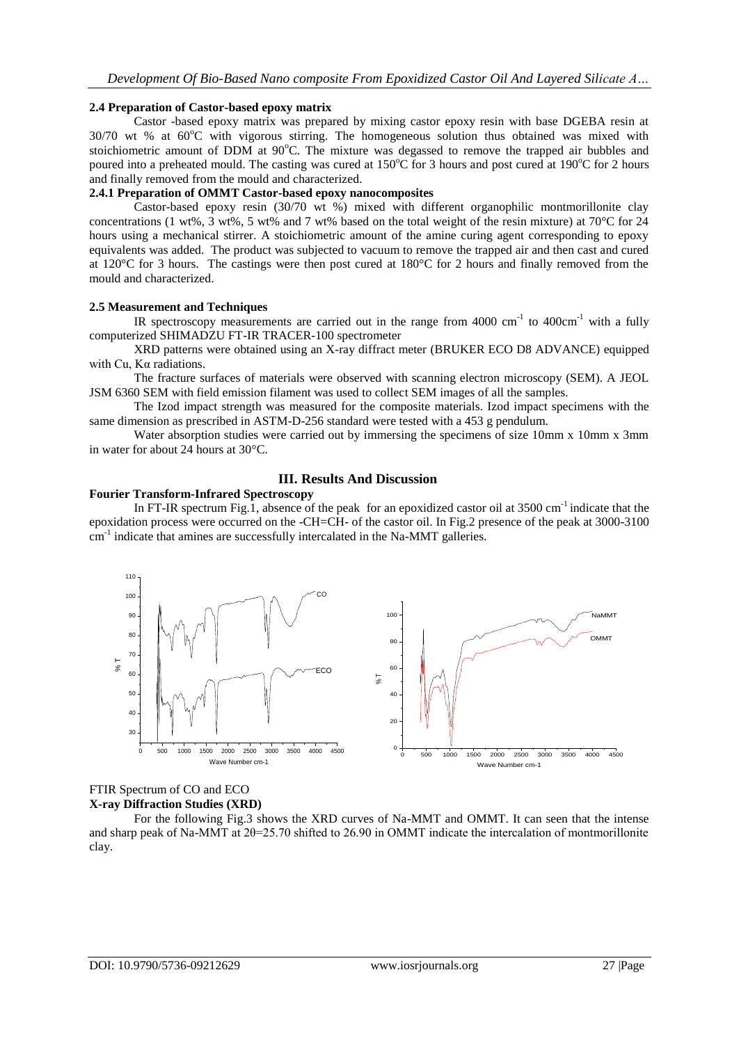### 2.4 Preparation of Castor-based epoxy matrix

Castor -based epoxy matrix was prepared by mixing castor epoxy resin with base DGEBA resin at 30/70 wt % at 60°C with vigorous stirring. The homogeneous solution thus obtained was mixed with stoichiometric amount of DDM at 90°C. The mixture was degassed to remove the trapped air bubbles and poured into a preheated mould. The casting was cured at 150°C for 3 hours and post cured at 190°C for 2 hours and finally removed from the mould and characterized.

#### 2.4.1 Preparation of OMMT Castor-based epoxy nanocomposites

Castor-based epoxy resin (30/70 wt %) mixed with different organophilic montmorillonite clay concentrations (1 wt%, 3 wt%, 5 wt% and 7 wt% based on the total weight of the resin mixture) at 70°C for 24 hours using a mechanical stirrer. A stoichiometric amount of the amine curing agent corresponding to epoxy equivalents was added. The product was subjected to vacuum to remove the trapped air and then cast and cured at 120°C for 3 hours. The castings were then post cured at 180°C for 2 hours and finally removed from the mould and characterized.

### 2.5 Measurement and Techniques

IR spectroscopy measurements are carried out in the range from 4000 $cm^{-1}$ to 400$cm^{-1}$ with a fully computerized SHIMADZU FT-IR TRACER-100 spectrometer

XRD patterns were obtained using an X-ray diffract meter (BRUKER ECO D8 ADVANCE) equipped with Cu, Kα radiations.

The fracture surfaces of materials were observed with scanning electron microscopy (SEM). A JEOL JSM 6360 SEM with field emission filament was used to collect SEM images of all the samples.

The Izod impact strength was measured for the composite materials. Izod impact specimens with the same dimension as prescribed in ASTM-D-256 standard were tested with a 453 g pendulum.

Water absorption studies were carried out by immersing the specimens of size 10mm x 10mm x 3mm in water for about 24 hours at 30°C.

## III. Results And Discussion

### Fourier Transform-Infrared Spectroscopy

In FT-IR spectrum Fig.1, absence of the peak for an epoxidized castor oil at 3500 $cm^{-1}$ indicate that the epoxidation process were occurred on the -CH=CH- of the castor oil. In Fig.2 presence of the peak at 3000-3100 $cm^{-1}$ indicate that amines are successfully intercalated in the Na-MMT galleries.

% T
110
100
90
80
70
60
50
40
30
CO
ECO
0 500 1000 1500 2000 2500 3000 3500 4000 4500
Wave Number cm-1

% T
100
80
60
40
20
0
NaMMT
OMMT
0 500 1000 1500 2000 2500 3000 3500 4000 4500
Wave Number cm-1

FTIR Spectrum of CO and ECO

### X-ray Diffraction Studies (XRD)

For the following Fig.3 shows the XRD curves of Na-MMT and OMMT. It can seen that the intense and sharp peak of Na-MMT at 2θ=25.70 shifted to 26.90 in OMMT indicate the intercalation of montmorillonite clay.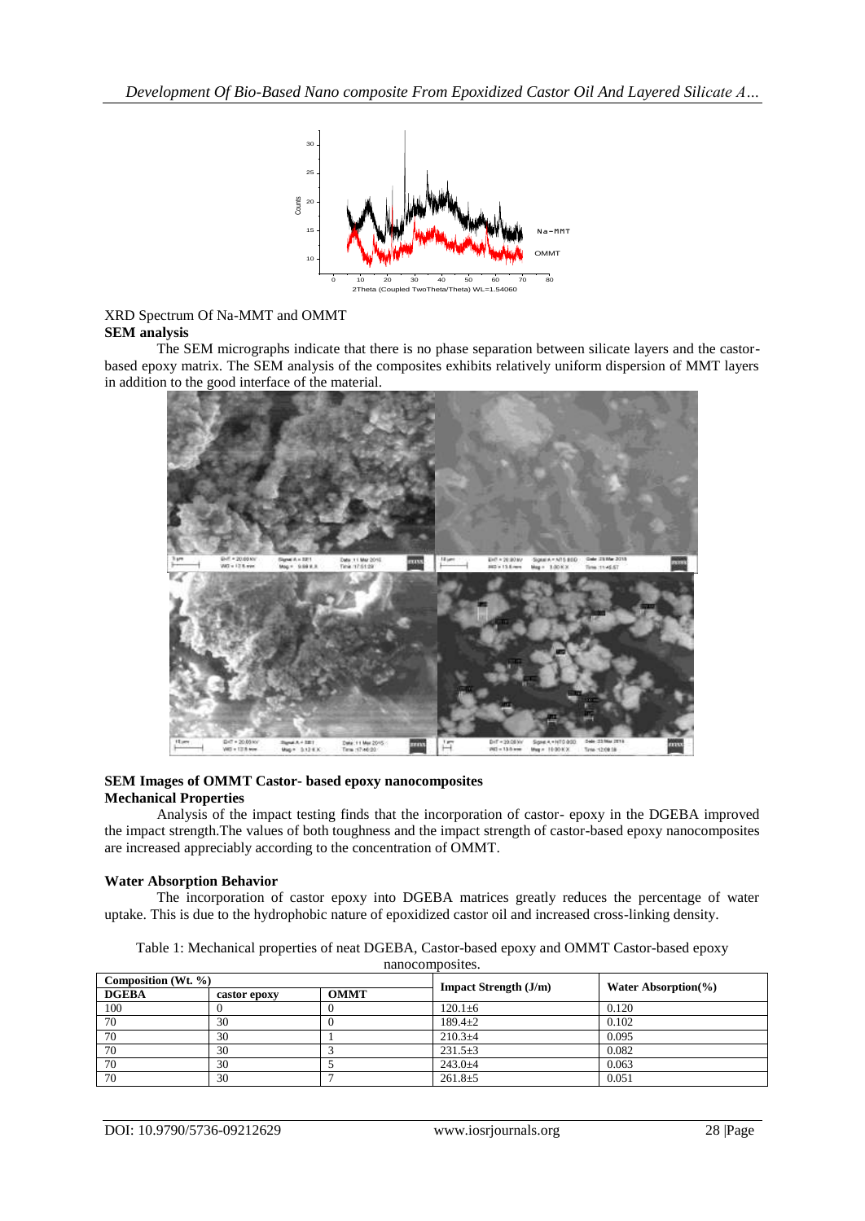30
25
20
15
10
Counts
0 10 20 30 40 50 60 70 80
2Theta (Coupled TwoTheta/Theta) WL=1.54060
Na-MMT
OMMT

XRD Spectrum Of Na-MMT and OMMT

**SEM analysis**

The SEM micrographs indicate that there is no phase separation between silicate layers and the castor-based epoxy matrix. The SEM analysis of the composites exhibits relatively uniform dispersion of MMT layers in addition to the good interface of the material.

**SEM Images of OMMT Castor- based epoxy nanocomposites**

**Mechanical Properties**

Analysis of the impact testing finds that the incorporation of castor- epoxy in the DGEBA improved the impact strength.The values of both toughness and the impact strength of castor-based epoxy nanocomposites are increased appreciably according to the concentration of OMMT.

**Water Absorption Behavior**

The incorporation of castor epoxy into DGEBA matrices greatly reduces the percentage of water uptake. This is due to the hydrophobic nature of epoxidized castor oil and increased cross-linking density.

Table 1: Mechanical properties of neat DGEBA, Castor-based epoxy and OMMT Castor-based epoxy nanocomposites.

| Composition (Wt. %) | | | Impact Strength (J/m) | Water Absorption(%) |
|---|---|---|---|---|
| DGEBA | castor epoxy | OMMT | | |
| 100 | 0 | 0 | 120.1±6 | 0.120 |
| 70 | 30 | 0 | 189.4±2 | 0.102 |
| 70 | 30 | 1 | 210.3±4 | 0.095 |
| 70 | 30 | 3 | 231.5±3 | 0.082 |
| 70 | 30 | 5 | 243.0±4 | 0.063 |
| 70 | 30 | 7 | 261.8±5 | 0.051 |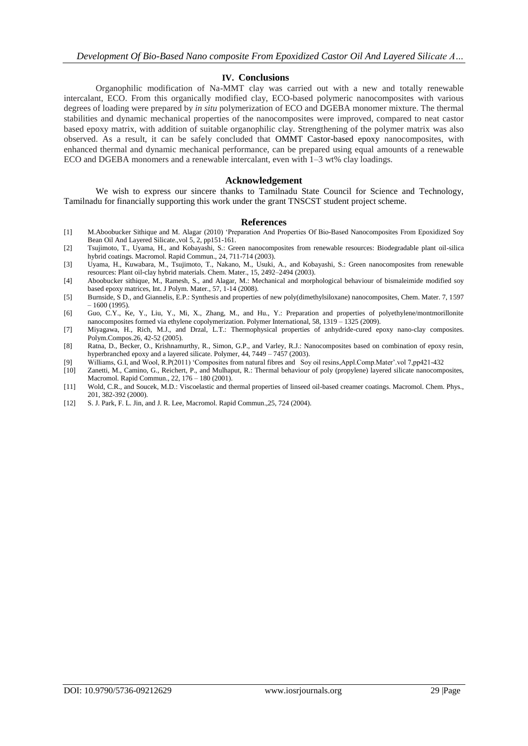## IV. Conclusions

Organophilic modification of Na-MMT clay was carried out with a new and totally renewable intercalant, ECO. From this organically modified clay, ECO-based polymeric nanocomposites with various degrees of loading were prepared by *in situ* polymerization of ECO and DGEBA monomer mixture. The thermal stabilities and dynamic mechanical properties of the nanocomposites were improved, compared to neat castor based epoxy matrix, with addition of suitable organophilic clay. Strengthening of the polymer matrix was also observed. As a result, it can be safely concluded that OMMT Castor-based epoxy nanocomposites, with enhanced thermal and dynamic mechanical performance, can be prepared using equal amounts of a renewable ECO and DGEBA monomers and a renewable intercalant, even with 1–3 wt% clay loadings.

## Acknowledgement

We wish to express our sincere thanks to Tamilnadu State Council for Science and Technology, Tamilnadu for financially supporting this work under the grant TNSCST student project scheme.

## References

[1] M.Aboobucker Sithique and M. Alagar (2010) 'Preparation And Properties Of Bio-Based Nanocomposites From Epoxidized Soy Bean Oil And Layered Silicate.,vol 5, 2, pp151-161.

[2] Tsujimoto, T., Uyama, H., and Kobayashi, S.: Green nanocomposites from renewable resources: Biodegradable plant oil-silica hybrid coatings. Macromol. Rapid Commun., 24, 711-714 (2003).

[3] Uyama, H., Kuwabara, M., Tsujimoto, T., Nakano, M., Usuki, A., and Kobayashi, S.: Green nanocomposites from renewable resources: Plant oil-clay hybrid materials. Chem. Mater., 15, 2492–2494 (2003).

[4] Aboobucker sithique, M., Ramesh, S., and Alagar, M.: Mechanical and morphological behaviour of bismaleimide modified soy based epoxy matrices, Int. J Polym. Mater., 57, 1-14 (2008).

[5] Burnside, S D., and Giannelis, E.P.: Synthesis and properties of new poly(dimethylsiloxane) nanocomposites, Chem. Mater. 7, 1597 – 1600 (1995).

[6] Guo, C.Y., Ke, Y., Liu, Y., Mi, X., Zhang, M., and Hu., Y.: Preparation and properties of polyethylene/montmorillonite nanocomposites formed via ethylene copolymerization. Polymer International, 58, 1319 – 1325 (2009).

[7] Miyagawa, H., Rich, M.J., and Drzal, L.T.: Thermophysical properties of anhydride-cured epoxy nano-clay composites. Polym.Compos.26, 42-52 (2005).

[8] Ratna, D., Becker, O., Krishnamurthy, R., Simon, G.P., and Varley, R.J.: Nanocomposites based on combination of epoxy resin, hyperbranched epoxy and a layered silicate. Polymer, 44, 7449 – 7457 (2003).

[9] Williams, G.I, and Wool, R.P(2011) 'Composites from natural fibres and Soy oil resins,Appl.Comp.Mater'.vol 7,pp421-432

[10] Zanetti, M., Camino, G., Reichert, P., and Mulhaput, R.: Thermal behaviour of poly (propylene) layered silicate nanocomposites, Macromol. Rapid Commun., 22, 176 – 180 (2001).

[11] Wold, C.R., and Soucek, M.D.: Viscoelastic and thermal properties of linseed oil-based creamer coatings. Macromol. Chem. Phys., 201, 382-392 (2000).

[12] S. J. Park, F. L. Jin, and J. R. Lee, Macromol. Rapid Commun.,25, 724 (2004).